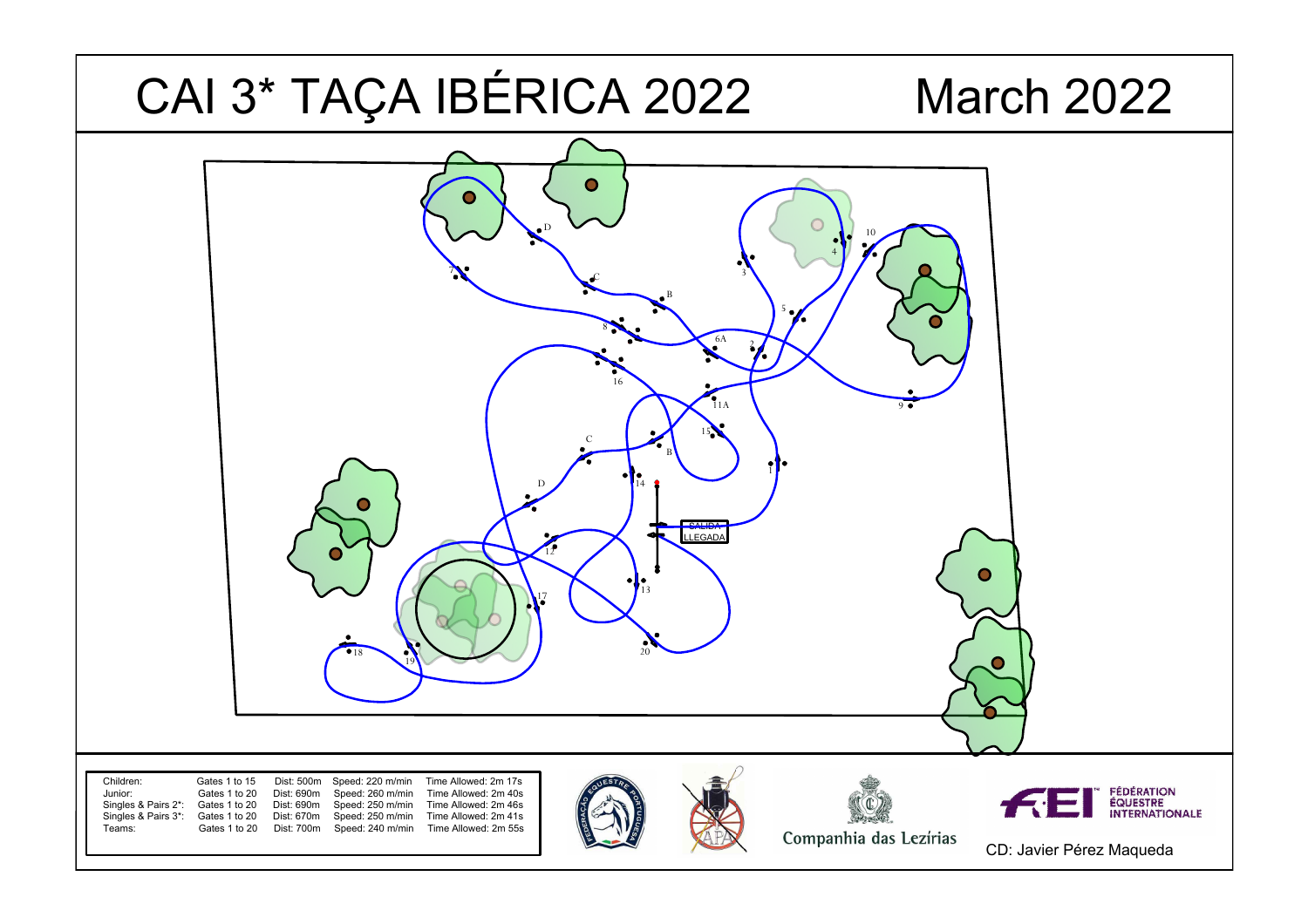# CAI 3* TAÇA IBÉRICA 2022

March 2022

SALIDA
LLEGADA

| | | | | |
|---|---|---|---|---|
| Children: | Gates 1 to 15 | Dist: 500m | Speed: 220 m/min | Time Allowed: 2m 17s |
| Junior: | Gates 1 to 20 | Dist: 690m | Speed: 260 m/min | Time Allowed: 2m 40s |
| Singles & Pairs 2*: | Gates 1 to 20 | Dist: 690m | Speed: 250 m/min | Time Allowed: 2m 46s |
| Singles & Pairs 3*: | Gates 1 to 20 | Dist: 670m | Speed: 250 m/min | Time Allowed: 2m 41s |
| Teams: | Gates 1 to 20 | Dist: 700m | Speed: 240 m/min | Time Allowed: 2m 55s |

Companhia das Lezírias

FÉDÉRATION ÉQUESTRE INTERNATIONALE

CD: Javier Pérez Maqueda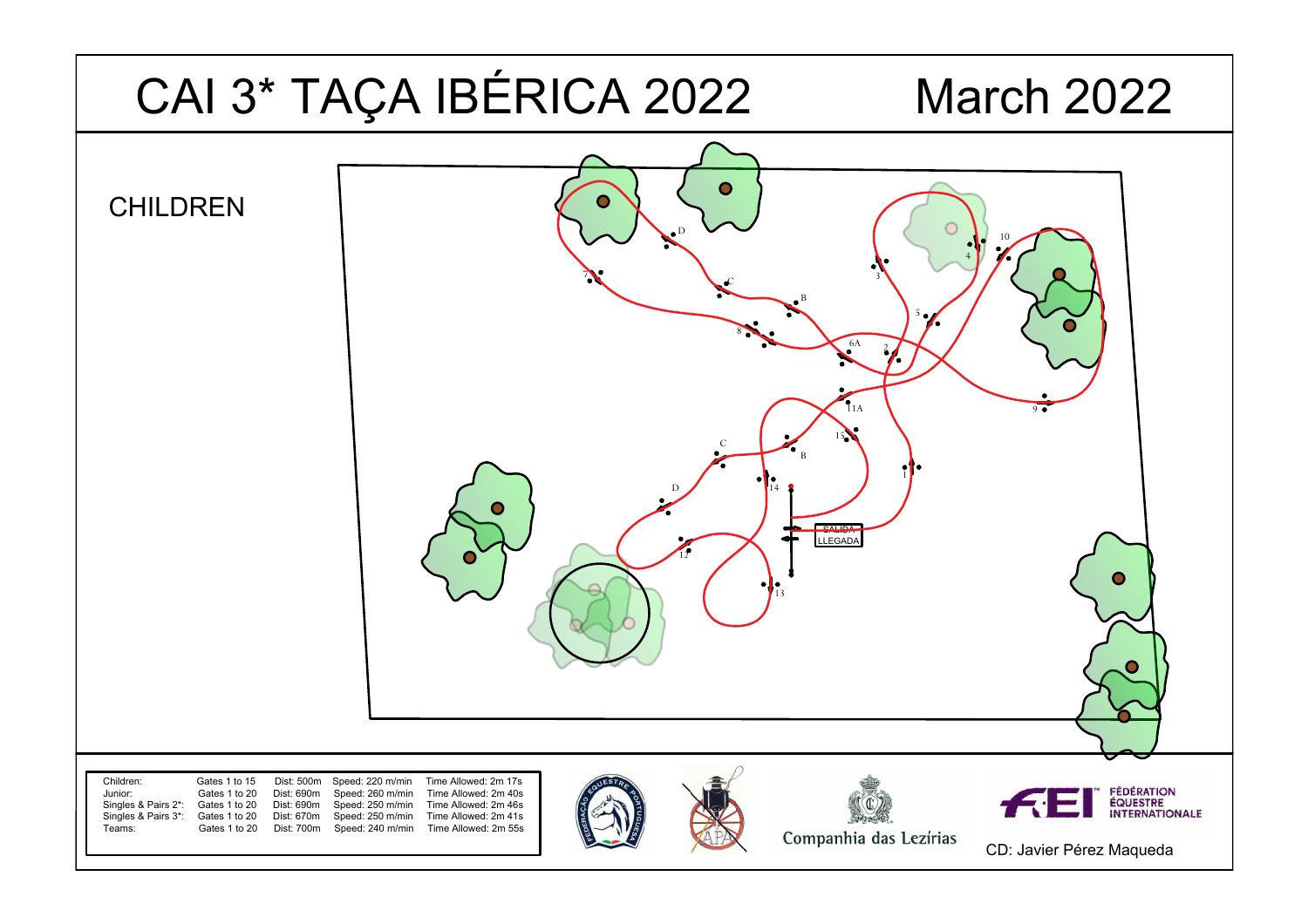# CAI 3* TAÇA IBÉRICA 2022 March 2022

## CHILDREN

D
7
C
B
8
6A
3
4
10
5
2
9
11A
15
B
C
D
14
1
SALIDA
LLEGADA
12
13

| | | | | |
|---|---|---|---|---|
| Children: | Gates 1 to 15 | Dist: 500m | Speed: 220 m/min | Time Allowed: 2m 17s |
| Junior: | Gates 1 to 20 | Dist: 690m | Speed: 260 m/min | Time Allowed: 2m 40s |
| Singles & Pairs 2*: | Gates 1 to 20 | Dist: 690m | Speed: 250 m/min | Time Allowed: 2m 46s |
| Singles & Pairs 3*: | Gates 1 to 20 | Dist: 670m | Speed: 250 m/min | Time Allowed: 2m 41s |
| Teams: | Gates 1 to 20 | Dist: 700m | Speed: 240 m/min | Time Allowed: 2m 55s |

FEDERAÇÃO EQUESTRE PORTUGUESA

APA

Companhia das Lezírias

FEI FÉDÉRATION ÉQUESTRE INTERNATIONALE

CD: Javier Pérez Maqueda